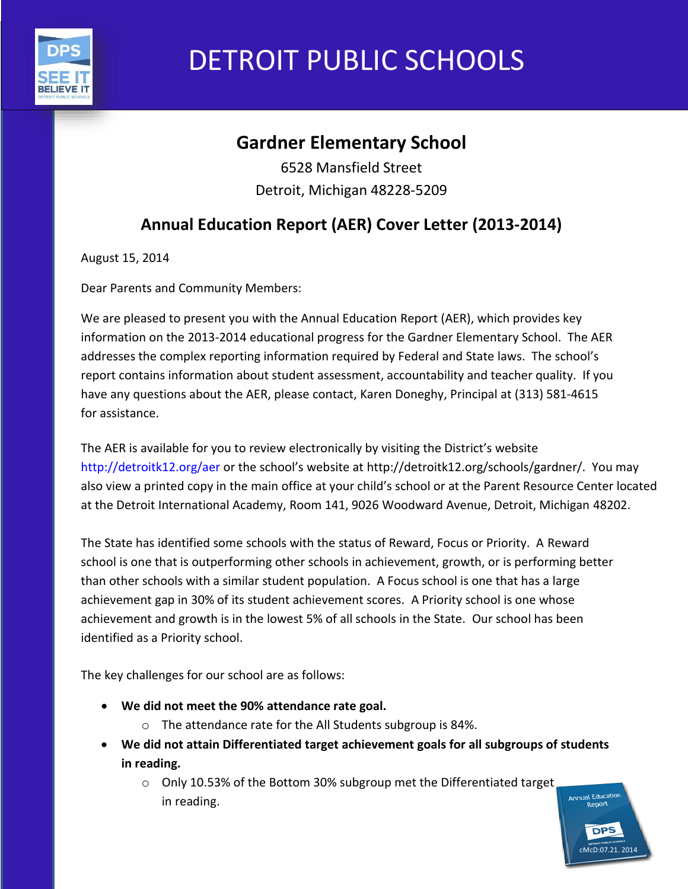# DETROIT PUBLIC SCHOOLS

## Gardner Elementary School

6528 Mansfield Street
Detroit, Michigan 48228-5209

## Annual Education Report (AER) Cover Letter (2013-2014)

August 15, 2014

Dear Parents and Community Members:

We are pleased to present you with the Annual Education Report (AER), which provides key information on the 2013-2014 educational progress for the Gardner Elementary School. The AER addresses the complex reporting information required by Federal and State laws. The school's report contains information about student assessment, accountability and teacher quality. If you have any questions about the AER, please contact, Karen Doneghy, Principal at (313) 581-4615 for assistance.

The AER is available for you to review electronically by visiting the District's website http://detroitk12.org/aer or the school's website at http://detroitk12.org/schools/gardner/. You may also view a printed copy in the main office at your child's school or at the Parent Resource Center located at the Detroit International Academy, Room 141, 9026 Woodward Avenue, Detroit, Michigan 48202.

The State has identified some schools with the status of Reward, Focus or Priority. A Reward school is one that is outperforming other schools in achievement, growth, or is performing better than other schools with a similar student population. A Focus school is one that has a large achievement gap in 30% of its student achievement scores. A Priority school is one whose achievement and growth is in the lowest 5% of all schools in the State. Our school has been identified as a Priority school.

The key challenges for our school are as follows:

- **We did not meet the 90% attendance rate goal.**
  - The attendance rate for the All Students subgroup is 84%.
- **We did not attain Differentiated target achievement goals for all subgroups of students in reading.**
  - Only 10.53% of the Bottom 30% subgroup met the Differentiated target in reading.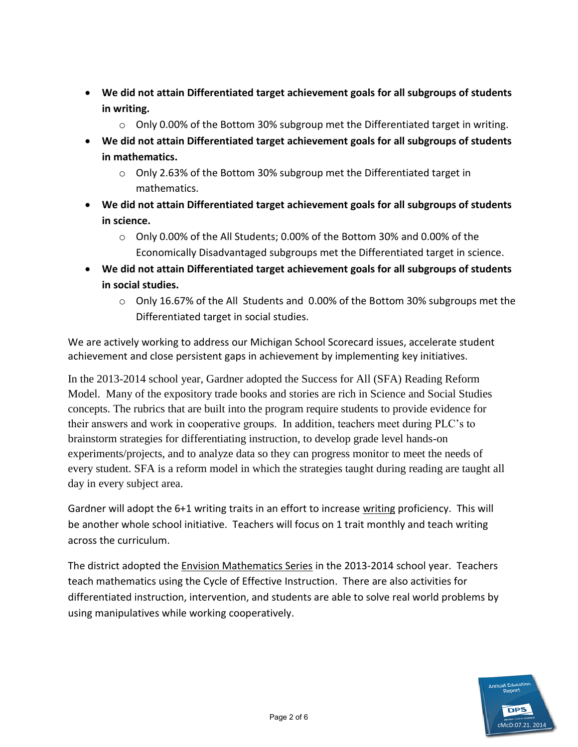- **We did not attain Differentiated target achievement goals for all subgroups of students in writing.**
  - Only 0.00% of the Bottom 30% subgroup met the Differentiated target in writing.
- **We did not attain Differentiated target achievement goals for all subgroups of students in mathematics.**
  - Only 2.63% of the Bottom 30% subgroup met the Differentiated target in mathematics.
- **We did not attain Differentiated target achievement goals for all subgroups of students in science.**
  - Only 0.00% of the All Students; 0.00% of the Bottom 30% and 0.00% of the Economically Disadvantaged subgroups met the Differentiated target in science.
- **We did not attain Differentiated target achievement goals for all subgroups of students in social studies.**
  - Only 16.67% of the All Students and 0.00% of the Bottom 30% subgroups met the Differentiated target in social studies.

We are actively working to address our Michigan School Scorecard issues, accelerate student achievement and close persistent gaps in achievement by implementing key initiatives.

In the 2013-2014 school year, Gardner adopted the Success for All (SFA) Reading Reform Model. Many of the expository trade books and stories are rich in Science and Social Studies concepts. The rubrics that are built into the program require students to provide evidence for their answers and work in cooperative groups. In addition, teachers meet during PLC's to brainstorm strategies for differentiating instruction, to develop grade level hands-on experiments/projects, and to analyze data so they can progress monitor to meet the needs of every student. SFA is a reform model in which the strategies taught during reading are taught all day in every subject area.

Gardner will adopt the 6+1 writing traits in an effort to increase writing proficiency. This will be another whole school initiative. Teachers will focus on 1 trait monthly and teach writing across the curriculum.

The district adopted the Envision Mathematics Series in the 2013-2014 school year. Teachers teach mathematics using the Cycle of Effective Instruction. There are also activities for differentiated instruction, intervention, and students are able to solve real world problems by using manipulatives while working cooperatively.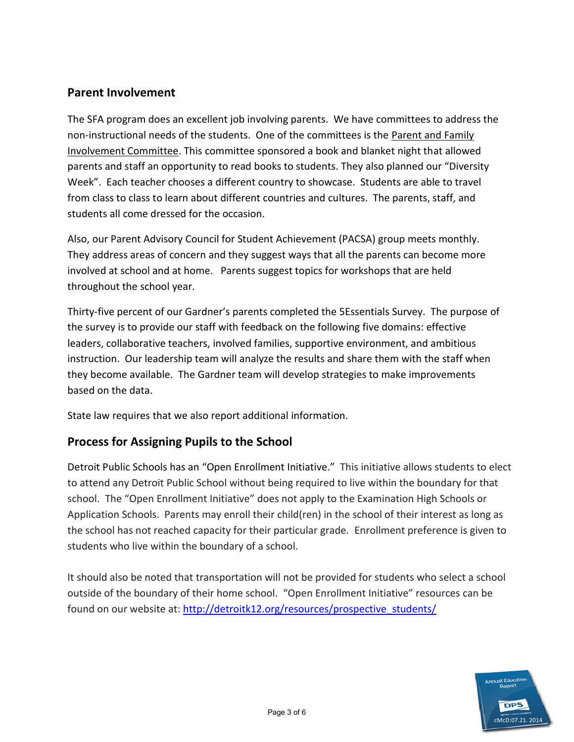## Parent Involvement

The SFA program does an excellent job involving parents. We have committees to address the non-instructional needs of the students. One of the committees is the Parent and Family Involvement Committee. This committee sponsored a book and blanket night that allowed parents and staff an opportunity to read books to students. They also planned our "Diversity Week". Each teacher chooses a different country to showcase. Students are able to travel from class to class to learn about different countries and cultures. The parents, staff, and students all come dressed for the occasion.

Also, our Parent Advisory Council for Student Achievement (PACSA) group meets monthly. They address areas of concern and they suggest ways that all the parents can become more involved at school and at home. Parents suggest topics for workshops that are held throughout the school year.

Thirty-five percent of our Gardner's parents completed the 5Essentials Survey. The purpose of the survey is to provide our staff with feedback on the following five domains: effective leaders, collaborative teachers, involved families, supportive environment, and ambitious instruction. Our leadership team will analyze the results and share them with the staff when they become available. The Gardner team will develop strategies to make improvements based on the data.

State law requires that we also report additional information.

## Process for Assigning Pupils to the School

Detroit Public Schools has an "Open Enrollment Initiative." This initiative allows students to elect to attend any Detroit Public School without being required to live within the boundary for that school. The "Open Enrollment Initiative" does not apply to the Examination High Schools or Application Schools. Parents may enroll their child(ren) in the school of their interest as long as the school has not reached capacity for their particular grade. Enrollment preference is given to students who live within the boundary of a school.

It should also be noted that transportation will not be provided for students who select a school outside of the boundary of their home school. "Open Enrollment Initiative" resources can be found on our website at: http://detroitk12.org/resources/prospective_students/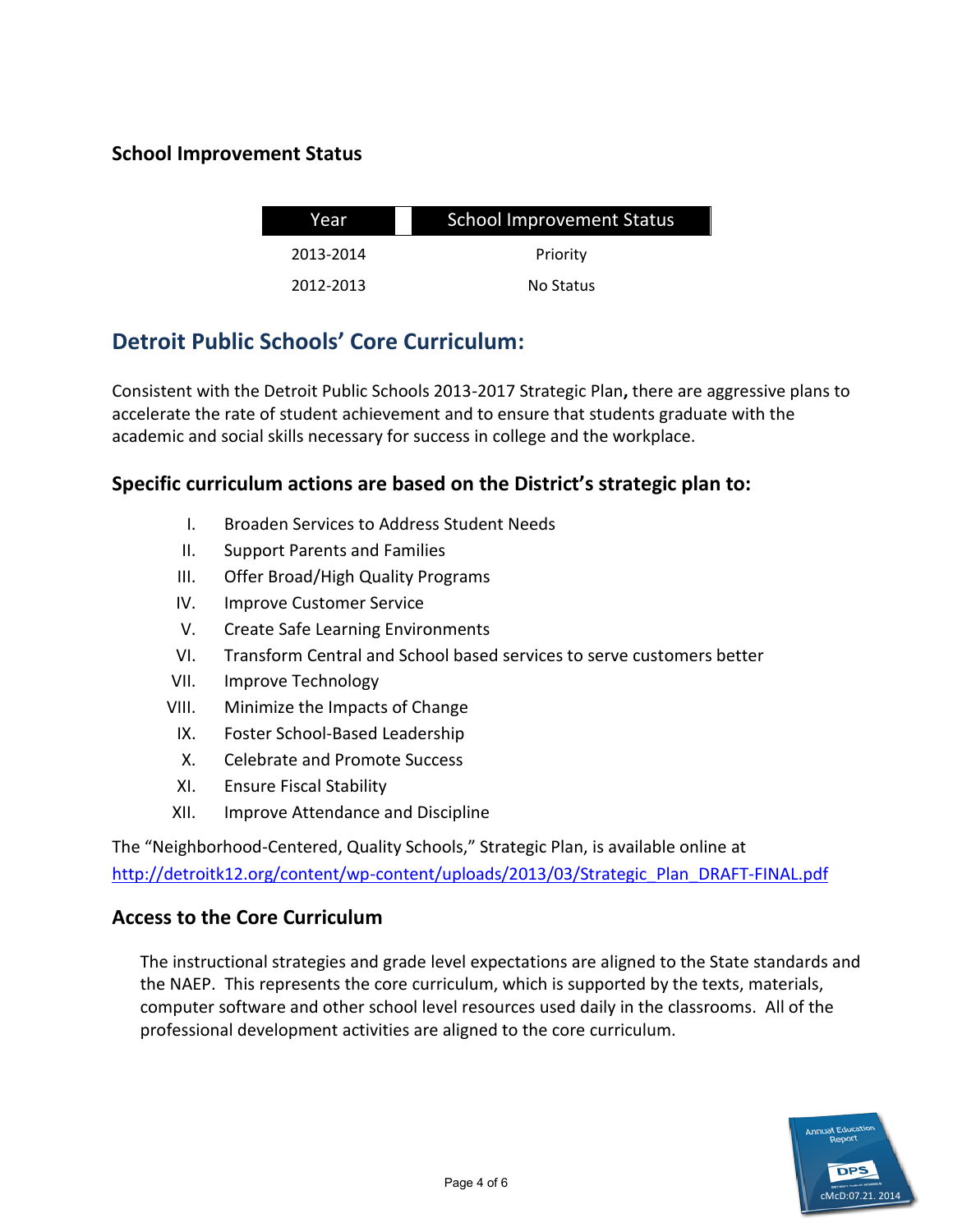### School Improvement Status

| Year | School Improvement Status |
| --- | --- |
| 2013-2014 | Priority |
| 2012-2013 | No Status |

## Detroit Public Schools' Core Curriculum:

Consistent with the Detroit Public Schools 2013-2017 Strategic Plan**,** there are aggressive plans to accelerate the rate of student achievement and to ensure that students graduate with the academic and social skills necessary for success in college and the workplace.

### Specific curriculum actions are based on the District's strategic plan to:

I. Broaden Services to Address Student Needs
II. Support Parents and Families
III. Offer Broad/High Quality Programs
IV. Improve Customer Service
V. Create Safe Learning Environments
VI. Transform Central and School based services to serve customers better
VII. Improve Technology
VIII. Minimize the Impacts of Change
IX. Foster School-Based Leadership
X. Celebrate and Promote Success
XI. Ensure Fiscal Stability
XII. Improve Attendance and Discipline

The "Neighborhood-Centered, Quality Schools," Strategic Plan, is available online at http://detroitk12.org/content/wp-content/uploads/2013/03/Strategic_Plan_DRAFT-FINAL.pdf

### Access to the Core Curriculum

The instructional strategies and grade level expectations are aligned to the State standards and the NAEP. This represents the core curriculum, which is supported by the texts, materials, computer software and other school level resources used daily in the classrooms. All of the professional development activities are aligned to the core curriculum.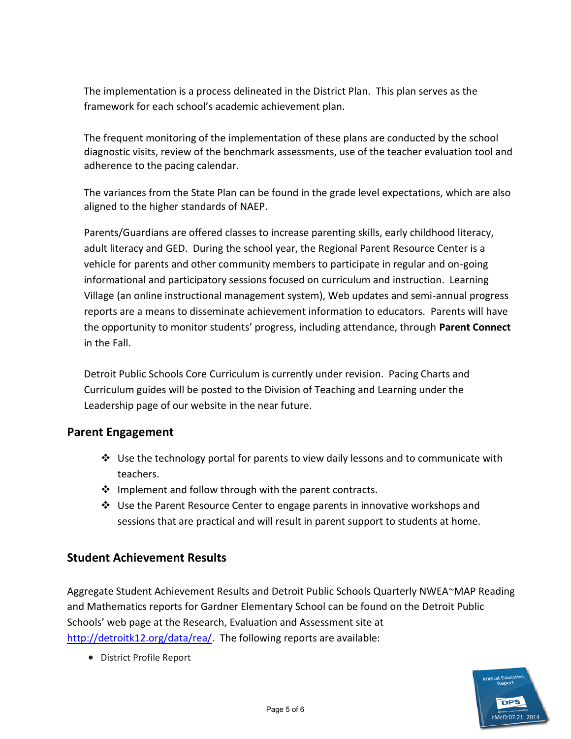The implementation is a process delineated in the District Plan. This plan serves as the framework for each school's academic achievement plan.

The frequent monitoring of the implementation of these plans are conducted by the school diagnostic visits, review of the benchmark assessments, use of the teacher evaluation tool and adherence to the pacing calendar.

The variances from the State Plan can be found in the grade level expectations, which are also aligned to the higher standards of NAEP.

Parents/Guardians are offered classes to increase parenting skills, early childhood literacy, adult literacy and GED. During the school year, the Regional Parent Resource Center is a vehicle for parents and other community members to participate in regular and on-going informational and participatory sessions focused on curriculum and instruction. Learning Village (an online instructional management system), Web updates and semi-annual progress reports are a means to disseminate achievement information to educators. Parents will have the opportunity to monitor students' progress, including attendance, through **Parent Connect** in the Fall.

Detroit Public Schools Core Curriculum is currently under revision. Pacing Charts and Curriculum guides will be posted to the Division of Teaching and Learning under the Leadership page of our website in the near future.

## Parent Engagement

- Use the technology portal for parents to view daily lessons and to communicate with teachers.
- Implement and follow through with the parent contracts.
- Use the Parent Resource Center to engage parents in innovative workshops and sessions that are practical and will result in parent support to students at home.

## Student Achievement Results

Aggregate Student Achievement Results and Detroit Public Schools Quarterly NWEA~MAP Reading and Mathematics reports for Gardner Elementary School can be found on the Detroit Public Schools' web page at the Research, Evaluation and Assessment site at http://detroitk12.org/data/rea/. The following reports are available:

- District Profile Report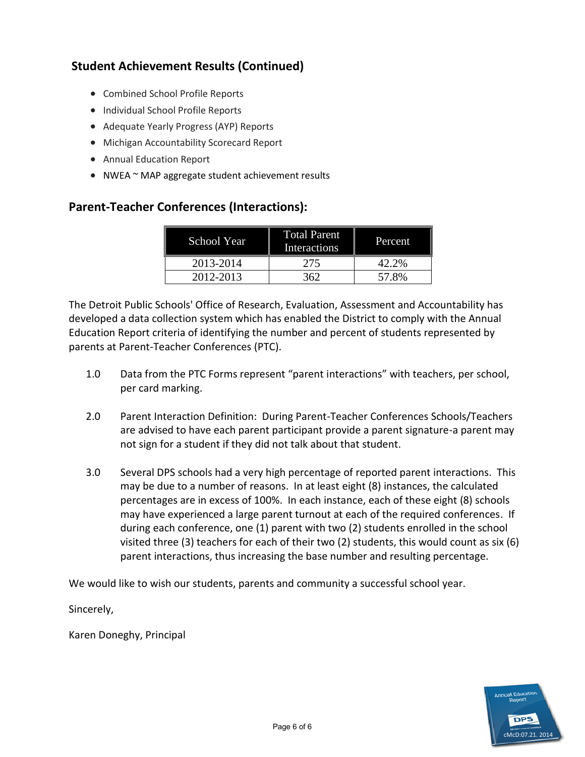## Student Achievement Results (Continued)

- Combined School Profile Reports
- Individual School Profile Reports
- Adequate Yearly Progress (AYP) Reports
- Michigan Accountability Scorecard Report
- Annual Education Report
- NWEA ~ MAP aggregate student achievement results

## Parent-Teacher Conferences (Interactions):

| School Year | Total Parent Interactions | Percent |
|---|---|---|
| 2013-2014 | 275 | 42.2% |
| 2012-2013 | 362 | 57.8% |

The Detroit Public Schools' Office of Research, Evaluation, Assessment and Accountability has developed a data collection system which has enabled the District to comply with the Annual Education Report criteria of identifying the number and percent of students represented by parents at Parent-Teacher Conferences (PTC).

1.0 Data from the PTC Forms represent "parent interactions" with teachers, per school, per card marking.

2.0 Parent Interaction Definition: During Parent-Teacher Conferences Schools/Teachers are advised to have each parent participant provide a parent signature-a parent may not sign for a student if they did not talk about that student.

3.0 Several DPS schools had a very high percentage of reported parent interactions. This may be due to a number of reasons. In at least eight (8) instances, the calculated percentages are in excess of 100%. In each instance, each of these eight (8) schools may have experienced a large parent turnout at each of the required conferences. If during each conference, one (1) parent with two (2) students enrolled in the school visited three (3) teachers for each of their two (2) students, this would count as six (6) parent interactions, thus increasing the base number and resulting percentage.

We would like to wish our students, parents and community a successful school year.

Sincerely,

Karen Doneghy, Principal